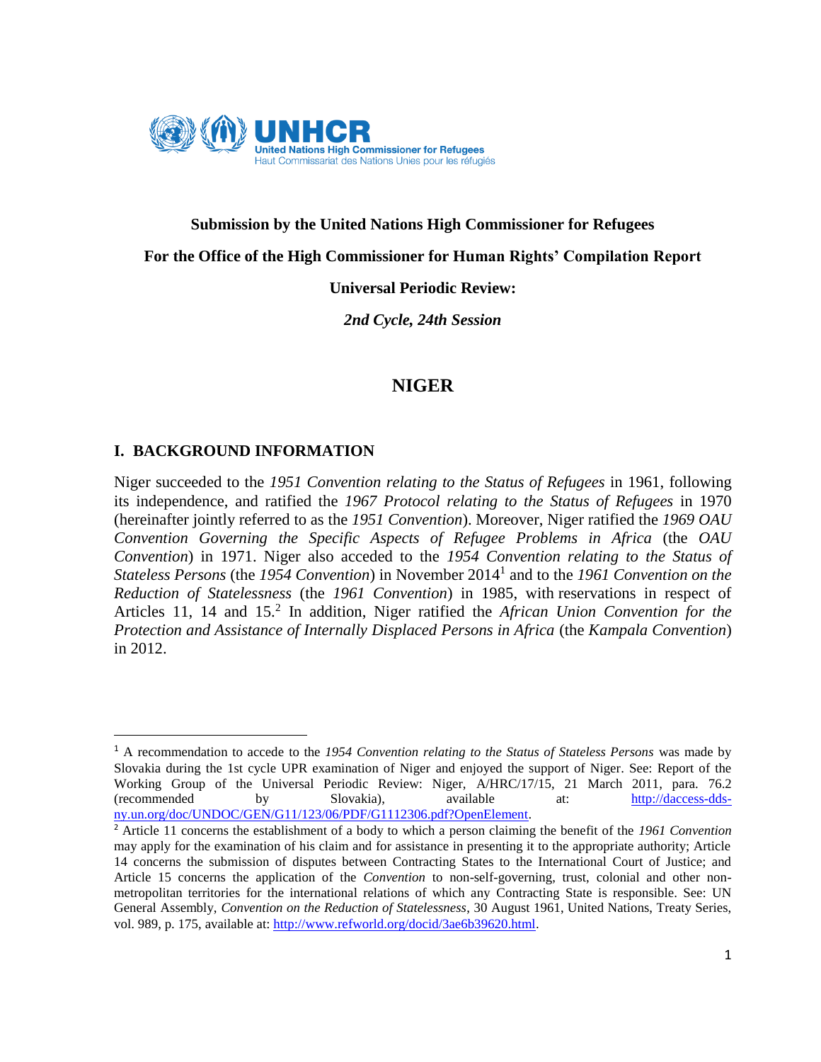UNHCR
United Nations High Commissioner for Refugees
Haut Commissariat des Nations Unies pour les réfugiés

**Submission by the United Nations High Commissioner for Refugees**

**For the Office of the High Commissioner for Human Rights' Compilation Report**

**Universal Periodic Review:**

***2nd Cycle, 24th Session***

# NIGER

## I. BACKGROUND INFORMATION

Niger succeeded to the *1951 Convention relating to the Status of Refugees* in 1961, following its independence, and ratified the *1967 Protocol relating to the Status of Refugees* in 1970 (hereinafter jointly referred to as the *1951 Convention*). Moreover, Niger ratified the *1969 OAU Convention Governing the Specific Aspects of Refugee Problems in Africa* (the *OAU Convention*) in 1971. Niger also acceded to the *1954 Convention relating to the Status of Stateless Persons* (the *1954 Convention*) in November 2014[1] and to the *1961 Convention on the Reduction of Statelessness* (the *1961 Convention*) in 1985, with reservations in respect of Articles 11, 14 and 15.[2] In addition, Niger ratified the *African Union Convention for the Protection and Assistance of Internally Displaced Persons in Africa* (the *Kampala Convention*) in 2012.

---

[1] A recommendation to accede to the *1954 Convention relating to the Status of Stateless Persons* was made by Slovakia during the 1st cycle UPR examination of Niger and enjoyed the support of Niger. See: Report of the Working Group of the Universal Periodic Review: Niger, A/HRC/17/15, 21 March 2011, para. 76.2 (recommended by Slovakia), available at: http://daccess-dds-ny.un.org/doc/UNDOC/GEN/G11/123/06/PDF/G1112306.pdf?OpenElement.

[2] Article 11 concerns the establishment of a body to which a person claiming the benefit of the *1961 Convention* may apply for the examination of his claim and for assistance in presenting it to the appropriate authority; Article 14 concerns the submission of disputes between Contracting States to the International Court of Justice; and Article 15 concerns the application of the *Convention* to non-self-governing, trust, colonial and other non-metropolitan territories for the international relations of which any Contracting State is responsible. See: UN General Assembly, *Convention on the Reduction of Statelessness*, 30 August 1961, United Nations, Treaty Series, vol. 989, p. 175, available at: http://www.refworld.org/docid/3ae6b39620.html.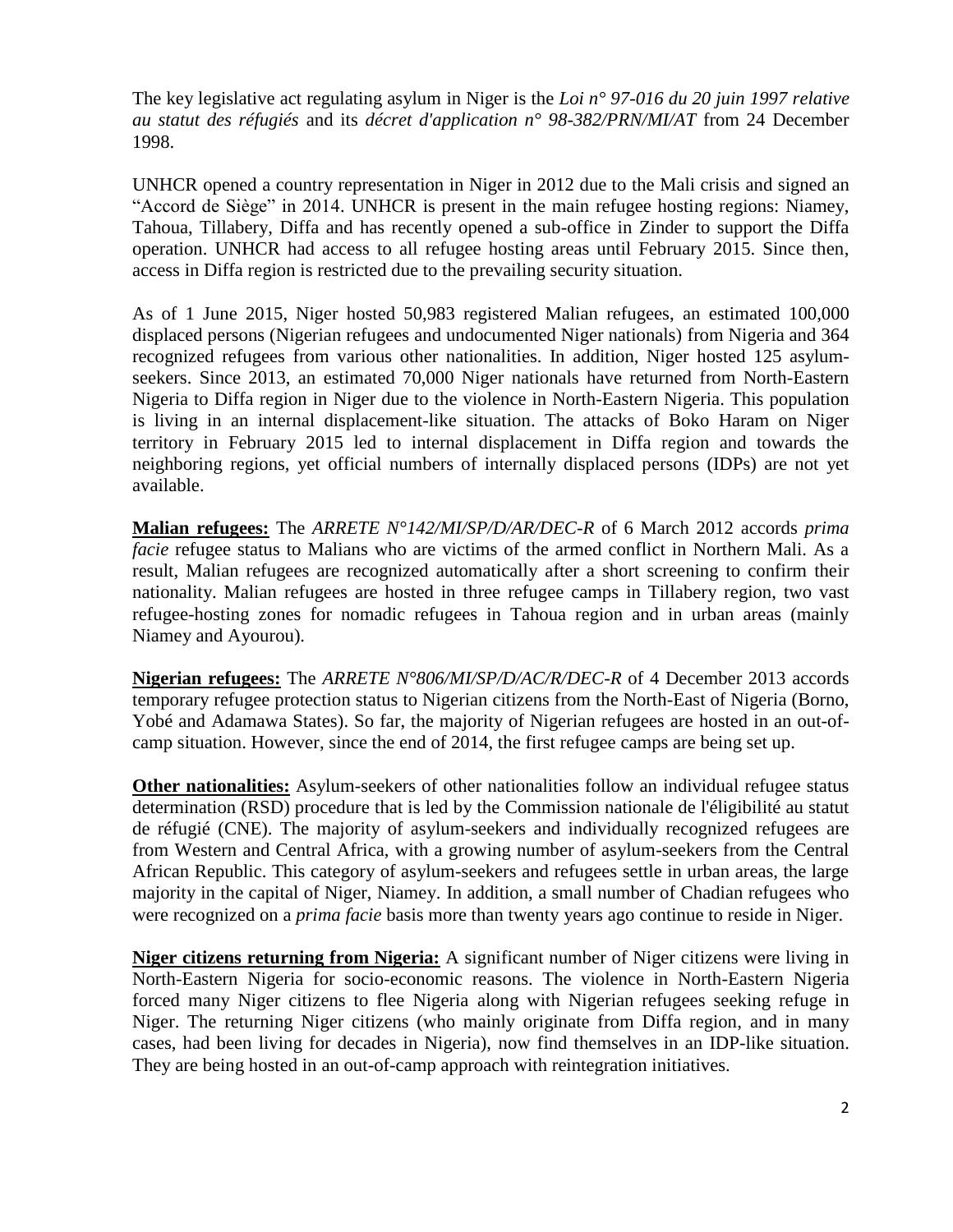The key legislative act regulating asylum in Niger is the *Loi n° 97-016 du 20 juin 1997 relative au statut des réfugiés* and its *décret d'application n° 98-382/PRN/MI/AT* from 24 December 1998.

UNHCR opened a country representation in Niger in 2012 due to the Mali crisis and signed an "Accord de Siège" in 2014. UNHCR is present in the main refugee hosting regions: Niamey, Tahoua, Tillabery, Diffa and has recently opened a sub-office in Zinder to support the Diffa operation. UNHCR had access to all refugee hosting areas until February 2015. Since then, access in Diffa region is restricted due to the prevailing security situation.

As of 1 June 2015, Niger hosted 50,983 registered Malian refugees, an estimated 100,000 displaced persons (Nigerian refugees and undocumented Niger nationals) from Nigeria and 364 recognized refugees from various other nationalities. In addition, Niger hosted 125 asylum-seekers. Since 2013, an estimated 70,000 Niger nationals have returned from North-Eastern Nigeria to Diffa region in Niger due to the violence in North-Eastern Nigeria. This population is living in an internal displacement-like situation. The attacks of Boko Haram on Niger territory in February 2015 led to internal displacement in Diffa region and towards the neighboring regions, yet official numbers of internally displaced persons (IDPs) are not yet available.

**Malian refugees:** The *ARRETE N°142/MI/SP/D/AR/DEC-R* of 6 March 2012 accords *prima facie* refugee status to Malians who are victims of the armed conflict in Northern Mali. As a result, Malian refugees are recognized automatically after a short screening to confirm their nationality. Malian refugees are hosted in three refugee camps in Tillabery region, two vast refugee-hosting zones for nomadic refugees in Tahoua region and in urban areas (mainly Niamey and Ayourou).

**Nigerian refugees:** The *ARRETE N°806/MI/SP/D/AC/R/DEC-R* of 4 December 2013 accords temporary refugee protection status to Nigerian citizens from the North-East of Nigeria (Borno, Yobé and Adamawa States). So far, the majority of Nigerian refugees are hosted in an out-of-camp situation. However, since the end of 2014, the first refugee camps are being set up.

**Other nationalities:** Asylum-seekers of other nationalities follow an individual refugee status determination (RSD) procedure that is led by the Commission nationale de l'éligibilité au statut de réfugié (CNE). The majority of asylum-seekers and individually recognized refugees are from Western and Central Africa, with a growing number of asylum-seekers from the Central African Republic. This category of asylum-seekers and refugees settle in urban areas, the large majority in the capital of Niger, Niamey. In addition, a small number of Chadian refugees who were recognized on a *prima facie* basis more than twenty years ago continue to reside in Niger.

**Niger citizens returning from Nigeria:** A significant number of Niger citizens were living in North-Eastern Nigeria for socio-economic reasons. The violence in North-Eastern Nigeria forced many Niger citizens to flee Nigeria along with Nigerian refugees seeking refuge in Niger. The returning Niger citizens (who mainly originate from Diffa region, and in many cases, had been living for decades in Nigeria), now find themselves in an IDP-like situation. They are being hosted in an out-of-camp approach with reintegration initiatives.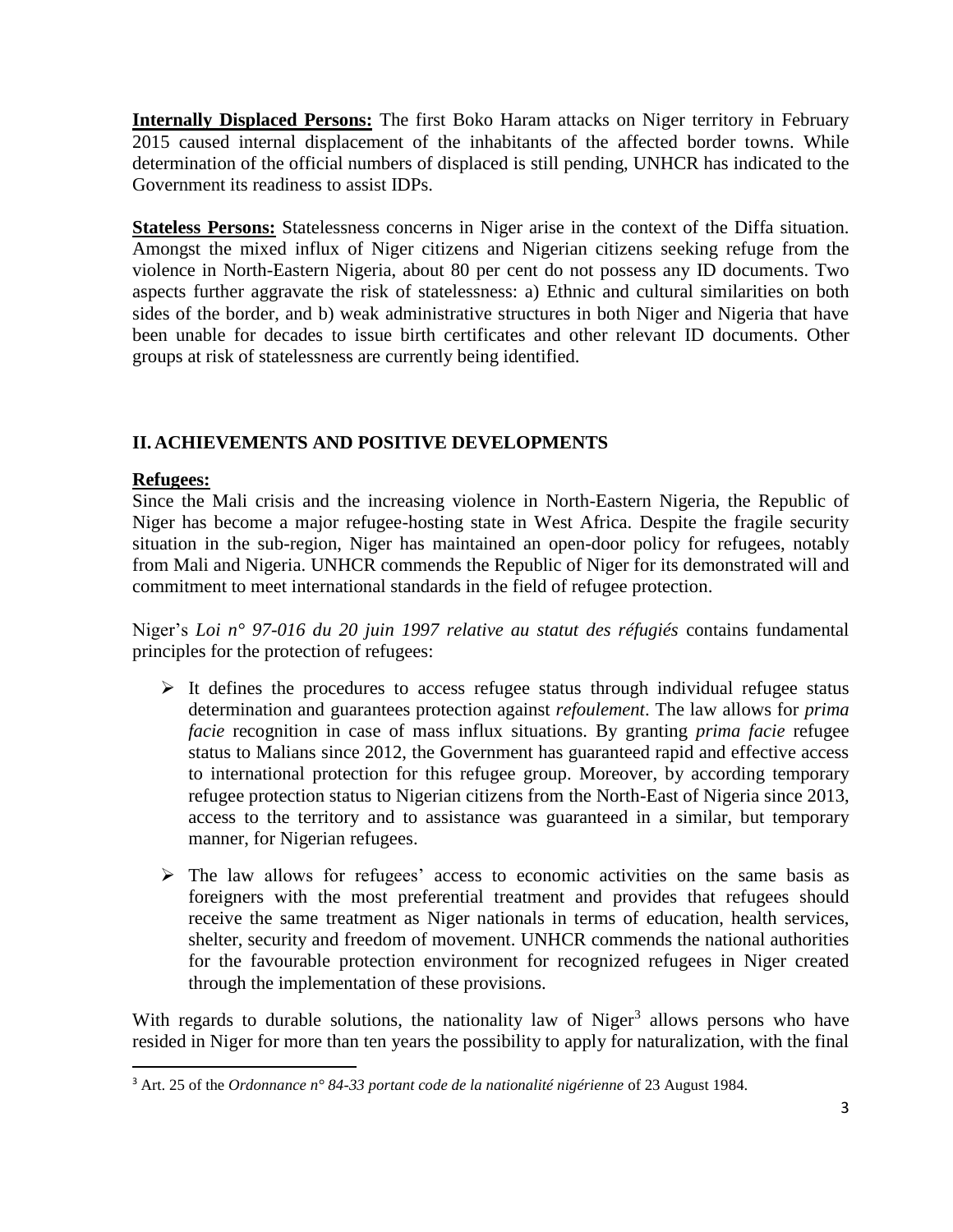**Internally Displaced Persons:** The first Boko Haram attacks on Niger territory in February 2015 caused internal displacement of the inhabitants of the affected border towns. While determination of the official numbers of displaced is still pending, UNHCR has indicated to the Government its readiness to assist IDPs.

**Stateless Persons:** Statelessness concerns in Niger arise in the context of the Diffa situation. Amongst the mixed influx of Niger citizens and Nigerian citizens seeking refuge from the violence in North-Eastern Nigeria, about 80 per cent do not possess any ID documents. Two aspects further aggravate the risk of statelessness: a) Ethnic and cultural similarities on both sides of the border, and b) weak administrative structures in both Niger and Nigeria that have been unable for decades to issue birth certificates and other relevant ID documents. Other groups at risk of statelessness are currently being identified.

## II. ACHIEVEMENTS AND POSITIVE DEVELOPMENTS

**Refugees:**

Since the Mali crisis and the increasing violence in North-Eastern Nigeria, the Republic of Niger has become a major refugee-hosting state in West Africa. Despite the fragile security situation in the sub-region, Niger has maintained an open-door policy for refugees, notably from Mali and Nigeria. UNHCR commends the Republic of Niger for its demonstrated will and commitment to meet international standards in the field of refugee protection.

Niger's *Loi n° 97-016 du 20 juin 1997 relative au statut des réfugiés* contains fundamental principles for the protection of refugees:

- It defines the procedures to access refugee status through individual refugee status determination and guarantees protection against *refoulement*. The law allows for *prima facie* recognition in case of mass influx situations. By granting *prima facie* refugee status to Malians since 2012, the Government has guaranteed rapid and effective access to international protection for this refugee group. Moreover, by according temporary refugee protection status to Nigerian citizens from the North-East of Nigeria since 2013, access to the territory and to assistance was guaranteed in a similar, but temporary manner, for Nigerian refugees.
- The law allows for refugees' access to economic activities on the same basis as foreigners with the most preferential treatment and provides that refugees should receive the same treatment as Niger nationals in terms of education, health services, shelter, security and freedom of movement. UNHCR commends the national authorities for the favourable protection environment for recognized refugees in Niger created through the implementation of these provisions.

With regards to durable solutions, the nationality law of Niger[3] allows persons who have resided in Niger for more than ten years the possibility to apply for naturalization, with the final

[3] Art. 25 of the *Ordonnance n° 84-33 portant code de la nationalité nigérienne* of 23 August 1984.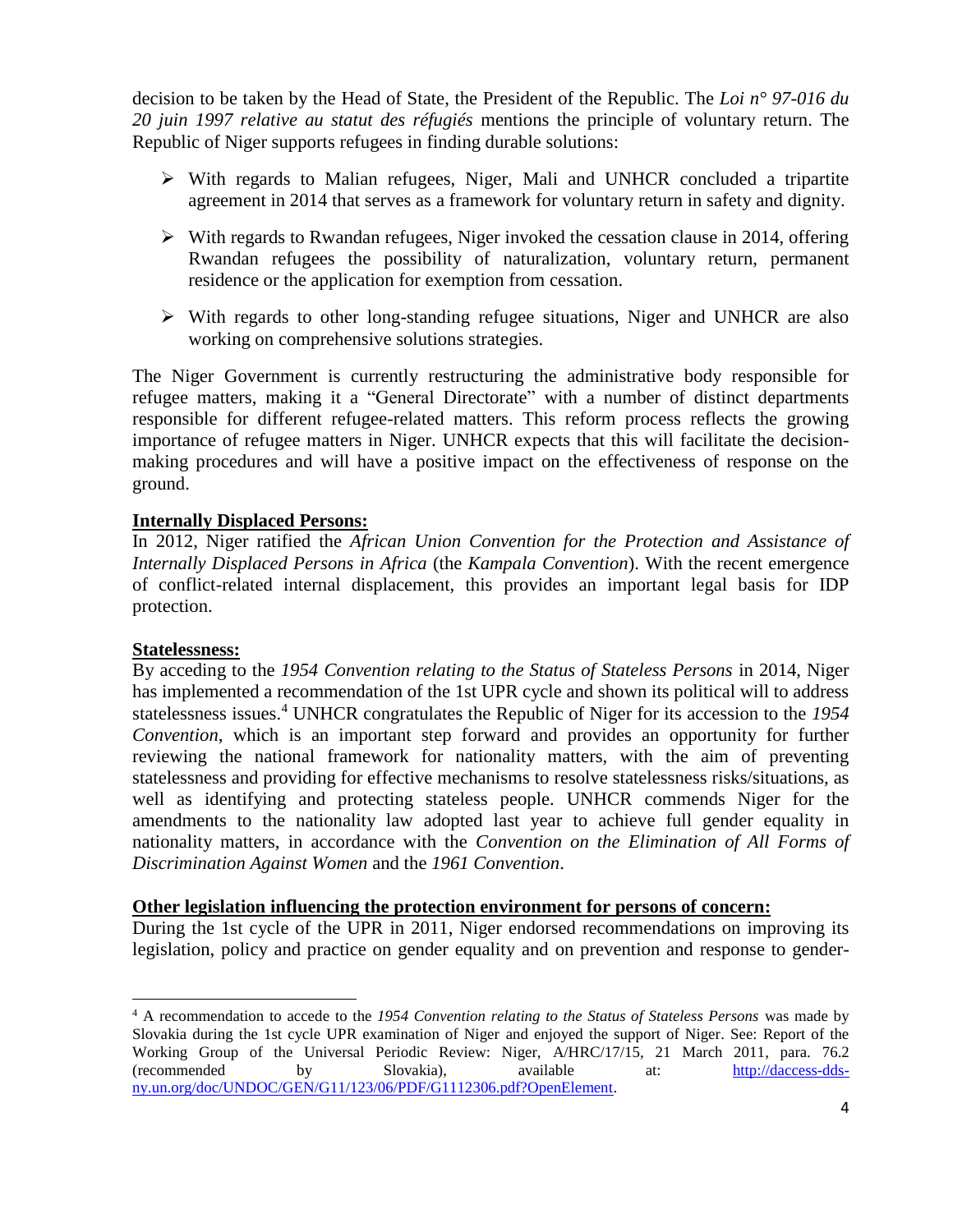decision to be taken by the Head of State, the President of the Republic. The *Loi n° 97-016 du 20 juin 1997 relative au statut des réfugiés* mentions the principle of voluntary return. The Republic of Niger supports refugees in finding durable solutions:

- With regards to Malian refugees, Niger, Mali and UNHCR concluded a tripartite agreement in 2014 that serves as a framework for voluntary return in safety and dignity.
- With regards to Rwandan refugees, Niger invoked the cessation clause in 2014, offering Rwandan refugees the possibility of naturalization, voluntary return, permanent residence or the application for exemption from cessation.
- With regards to other long-standing refugee situations, Niger and UNHCR are also working on comprehensive solutions strategies.

The Niger Government is currently restructuring the administrative body responsible for refugee matters, making it a "General Directorate" with a number of distinct departments responsible for different refugee-related matters. This reform process reflects the growing importance of refugee matters in Niger. UNHCR expects that this will facilitate the decision-making procedures and will have a positive impact on the effectiveness of response on the ground.

**Internally Displaced Persons:**

In 2012, Niger ratified the *African Union Convention for the Protection and Assistance of Internally Displaced Persons in Africa* (the *Kampala Convention*). With the recent emergence of conflict-related internal displacement, this provides an important legal basis for IDP protection.

**Statelessness:**

By acceding to the *1954 Convention relating to the Status of Stateless Persons* in 2014, Niger has implemented a recommendation of the 1st UPR cycle and shown its political will to address statelessness issues.[4] UNHCR congratulates the Republic of Niger for its accession to the *1954 Convention*, which is an important step forward and provides an opportunity for further reviewing the national framework for nationality matters, with the aim of preventing statelessness and providing for effective mechanisms to resolve statelessness risks/situations, as well as identifying and protecting stateless people. UNHCR commends Niger for the amendments to the nationality law adopted last year to achieve full gender equality in nationality matters, in accordance with the *Convention on the Elimination of All Forms of Discrimination Against Women* and the *1961 Convention*.

**Other legislation influencing the protection environment for persons of concern:**

During the 1st cycle of the UPR in 2011, Niger endorsed recommendations on improving its legislation, policy and practice on gender equality and on prevention and response to gender-

---

[4] A recommendation to accede to the *1954 Convention relating to the Status of Stateless Persons* was made by Slovakia during the 1st cycle UPR examination of Niger and enjoyed the support of Niger. See: Report of the Working Group of the Universal Periodic Review: Niger, A/HRC/17/15, 21 March 2011, para. 76.2 (recommended by Slovakia), available at: http://daccess-dds-ny.un.org/doc/UNDOC/GEN/G11/123/06/PDF/G1112306.pdf?OpenElement.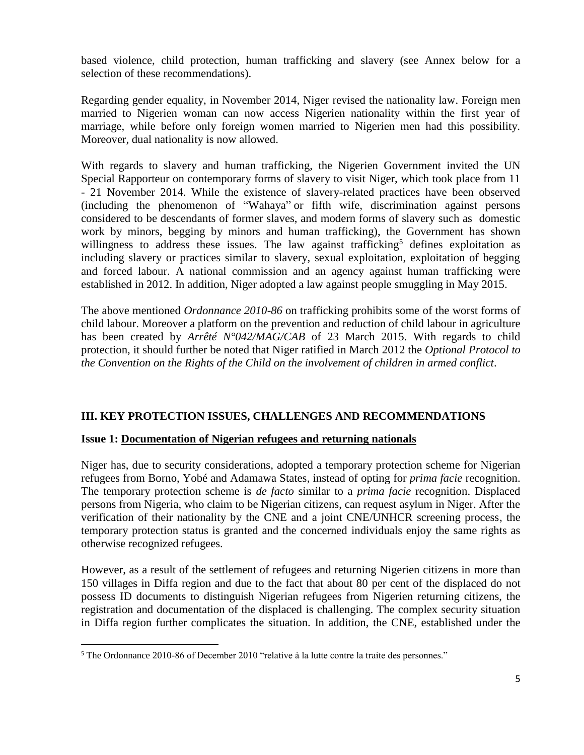based violence, child protection, human trafficking and slavery (see Annex below for a selection of these recommendations).

Regarding gender equality, in November 2014, Niger revised the nationality law. Foreign men married to Nigerien woman can now access Nigerien nationality within the first year of marriage, while before only foreign women married to Nigerien men had this possibility. Moreover, dual nationality is now allowed.

With regards to slavery and human trafficking, the Nigerien Government invited the UN Special Rapporteur on contemporary forms of slavery to visit Niger, which took place from 11 - 21 November 2014. While the existence of slavery-related practices have been observed (including the phenomenon of "Wahaya" or fifth wife, discrimination against persons considered to be descendants of former slaves, and modern forms of slavery such as domestic work by minors, begging by minors and human trafficking), the Government has shown willingness to address these issues. The law against trafficking[5] defines exploitation as including slavery or practices similar to slavery, sexual exploitation, exploitation of begging and forced labour. A national commission and an agency against human trafficking were established in 2012. In addition, Niger adopted a law against people smuggling in May 2015.

The above mentioned *Ordonnance 2010-86* on trafficking prohibits some of the worst forms of child labour. Moreover a platform on the prevention and reduction of child labour in agriculture has been created by *Arrêté N°042/MAG/CAB* of 23 March 2015. With regards to child protection, it should further be noted that Niger ratified in March 2012 the *Optional Protocol to the Convention on the Rights of the Child on the involvement of children in armed conflict*.

## III. KEY PROTECTION ISSUES, CHALLENGES AND RECOMMENDATIONS

### Issue 1: Documentation of Nigerian refugees and returning nationals

Niger has, due to security considerations, adopted a temporary protection scheme for Nigerian refugees from Borno, Yobé and Adamawa States, instead of opting for *prima facie* recognition. The temporary protection scheme is *de facto* similar to a *prima facie* recognition. Displaced persons from Nigeria, who claim to be Nigerian citizens, can request asylum in Niger. After the verification of their nationality by the CNE and a joint CNE/UNHCR screening process, the temporary protection status is granted and the concerned individuals enjoy the same rights as otherwise recognized refugees.

However, as a result of the settlement of refugees and returning Nigerien citizens in more than 150 villages in Diffa region and due to the fact that about 80 per cent of the displaced do not possess ID documents to distinguish Nigerian refugees from Nigerien returning citizens, the registration and documentation of the displaced is challenging. The complex security situation in Diffa region further complicates the situation. In addition, the CNE, established under the

[5] The Ordonnance 2010-86 of December 2010 "relative à la lutte contre la traite des personnes."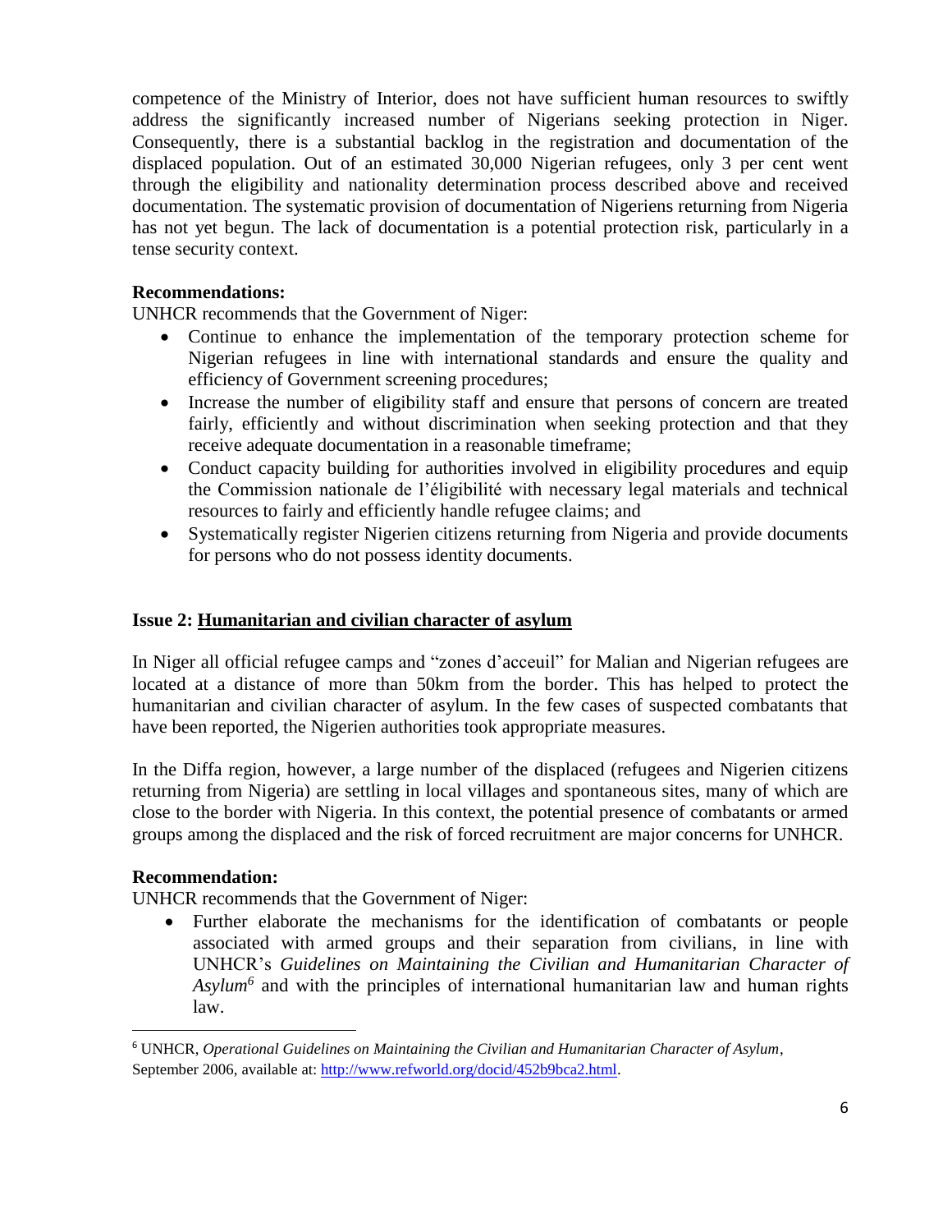competence of the Ministry of Interior, does not have sufficient human resources to swiftly address the significantly increased number of Nigerians seeking protection in Niger. Consequently, there is a substantial backlog in the registration and documentation of the displaced population. Out of an estimated 30,000 Nigerian refugees, only 3 per cent went through the eligibility and nationality determination process described above and received documentation. The systematic provision of documentation of Nigeriens returning from Nigeria has not yet begun. The lack of documentation is a potential protection risk, particularly in a tense security context.

**Recommendations:**

UNHCR recommends that the Government of Niger:

- Continue to enhance the implementation of the temporary protection scheme for Nigerian refugees in line with international standards and ensure the quality and efficiency of Government screening procedures;
- Increase the number of eligibility staff and ensure that persons of concern are treated fairly, efficiently and without discrimination when seeking protection and that they receive adequate documentation in a reasonable timeframe;
- Conduct capacity building for authorities involved in eligibility procedures and equip the Commission nationale de l'éligibilité with necessary legal materials and technical resources to fairly and efficiently handle refugee claims; and
- Systematically register Nigerien citizens returning from Nigeria and provide documents for persons who do not possess identity documents.

**Issue 2: <u>Humanitarian and civilian character of asylum</u>**

In Niger all official refugee camps and "zones d'acceuil" for Malian and Nigerian refugees are located at a distance of more than 50km from the border. This has helped to protect the humanitarian and civilian character of asylum. In the few cases of suspected combatants that have been reported, the Nigerien authorities took appropriate measures.

In the Diffa region, however, a large number of the displaced (refugees and Nigerien citizens returning from Nigeria) are settling in local villages and spontaneous sites, many of which are close to the border with Nigeria. In this context, the potential presence of combatants or armed groups among the displaced and the risk of forced recruitment are major concerns for UNHCR.

**Recommendation:**

UNHCR recommends that the Government of Niger:

- Further elaborate the mechanisms for the identification of combatants or people associated with armed groups and their separation from civilians, in line with UNHCR's *Guidelines on Maintaining the Civilian and Humanitarian Character of Asylum*[6] and with the principles of international humanitarian law and human rights law.

---

[6] UNHCR, *Operational Guidelines on Maintaining the Civilian and Humanitarian Character of Asylum*, September 2006, available at: http://www.refworld.org/docid/452b9bca2.html.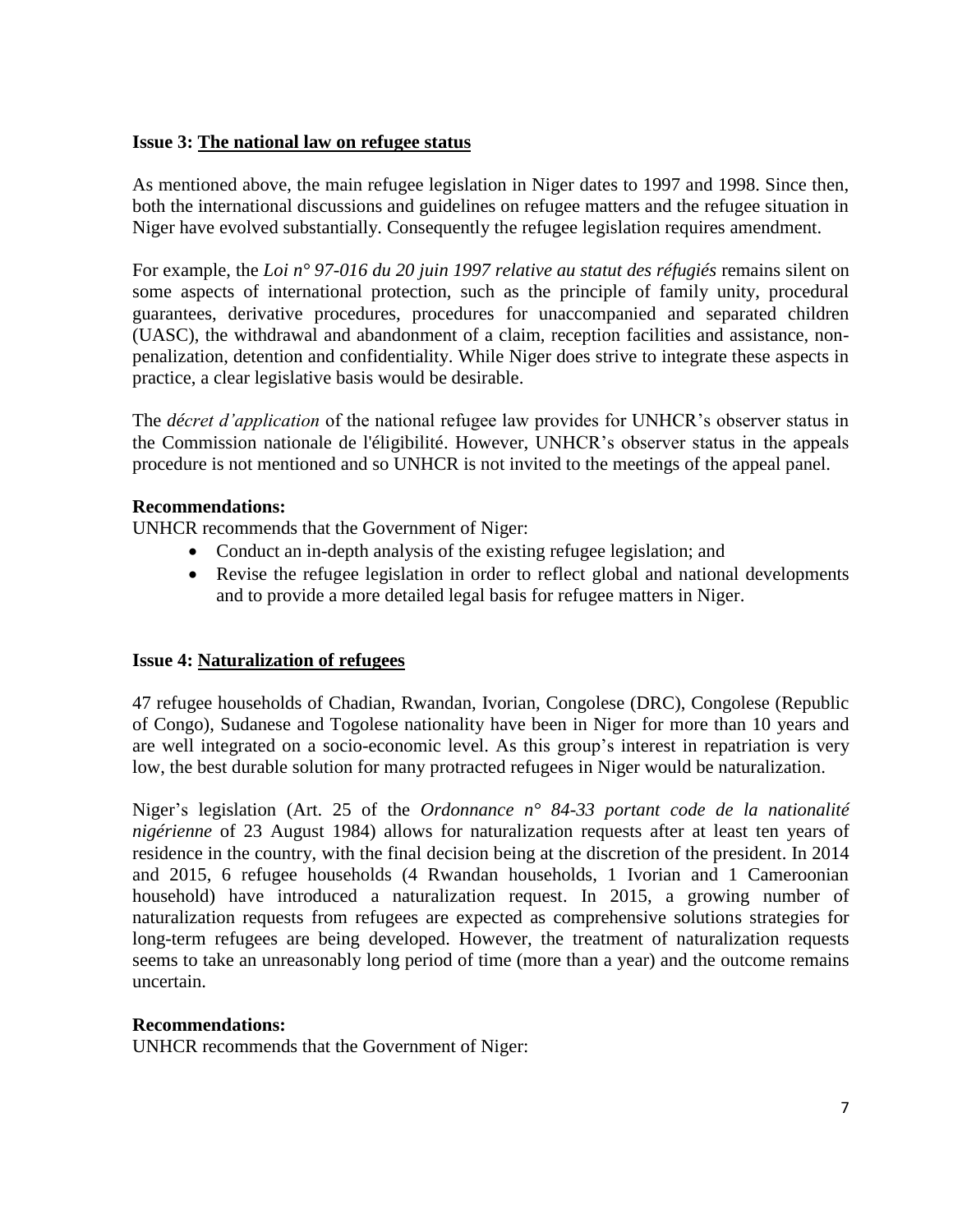**Issue 3: The national law on refugee status**

As mentioned above, the main refugee legislation in Niger dates to 1997 and 1998. Since then, both the international discussions and guidelines on refugee matters and the refugee situation in Niger have evolved substantially. Consequently the refugee legislation requires amendment.

For example, the *Loi n° 97-016 du 20 juin 1997 relative au statut des réfugiés* remains silent on some aspects of international protection, such as the principle of family unity, procedural guarantees, derivative procedures, procedures for unaccompanied and separated children (UASC), the withdrawal and abandonment of a claim, reception facilities and assistance, non-penalization, detention and confidentiality. While Niger does strive to integrate these aspects in practice, a clear legislative basis would be desirable.

The *décret d'application* of the national refugee law provides for UNHCR's observer status in the Commission nationale de l'éligibilité. However, UNHCR's observer status in the appeals procedure is not mentioned and so UNHCR is not invited to the meetings of the appeal panel.

**Recommendations:**

UNHCR recommends that the Government of Niger:

- Conduct an in-depth analysis of the existing refugee legislation; and
- Revise the refugee legislation in order to reflect global and national developments and to provide a more detailed legal basis for refugee matters in Niger.

**Issue 4: Naturalization of refugees**

47 refugee households of Chadian, Rwandan, Ivorian, Congolese (DRC), Congolese (Republic of Congo), Sudanese and Togolese nationality have been in Niger for more than 10 years and are well integrated on a socio-economic level. As this group's interest in repatriation is very low, the best durable solution for many protracted refugees in Niger would be naturalization.

Niger's legislation (Art. 25 of the *Ordonnance n° 84-33 portant code de la nationalité nigérienne* of 23 August 1984) allows for naturalization requests after at least ten years of residence in the country, with the final decision being at the discretion of the president. In 2014 and 2015, 6 refugee households (4 Rwandan households, 1 Ivorian and 1 Cameroonian household) have introduced a naturalization request. In 2015, a growing number of naturalization requests from refugees are expected as comprehensive solutions strategies for long-term refugees are being developed. However, the treatment of naturalization requests seems to take an unreasonably long period of time (more than a year) and the outcome remains uncertain.

**Recommendations:**

UNHCR recommends that the Government of Niger: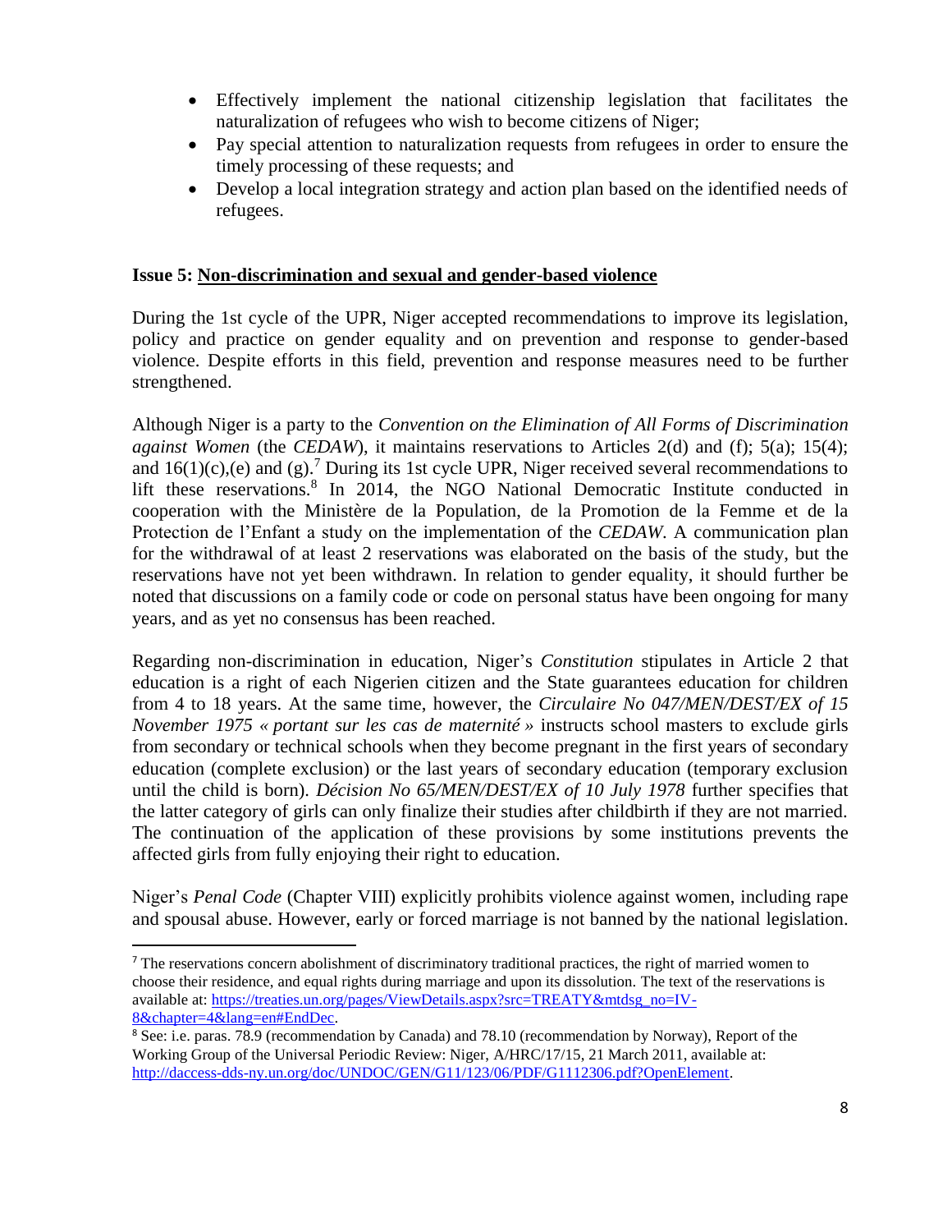- Effectively implement the national citizenship legislation that facilitates the naturalization of refugees who wish to become citizens of Niger;
- Pay special attention to naturalization requests from refugees in order to ensure the timely processing of these requests; and
- Develop a local integration strategy and action plan based on the identified needs of refugees.

**Issue 5: <u>Non-discrimination and sexual and gender-based violence</u>**

During the 1st cycle of the UPR, Niger accepted recommendations to improve its legislation, policy and practice on gender equality and on prevention and response to gender-based violence. Despite efforts in this field, prevention and response measures need to be further strengthened.

Although Niger is a party to the *Convention on the Elimination of All Forms of Discrimination against Women* (the *CEDAW*), it maintains reservations to Articles 2(d) and (f); 5(a); 15(4); and 16(1)(c),(e) and (g).[7] During its 1st cycle UPR, Niger received several recommendations to lift these reservations.[8] In 2014, the NGO National Democratic Institute conducted in cooperation with the Ministère de la Population, de la Promotion de la Femme et de la Protection de l'Enfant a study on the implementation of the *CEDAW*. A communication plan for the withdrawal of at least 2 reservations was elaborated on the basis of the study, but the reservations have not yet been withdrawn. In relation to gender equality, it should further be noted that discussions on a family code or code on personal status have been ongoing for many years, and as yet no consensus has been reached.

Regarding non-discrimination in education, Niger's *Constitution* stipulates in Article 2 that education is a right of each Nigerien citizen and the State guarantees education for children from 4 to 18 years. At the same time, however, the *Circulaire No 047/MEN/DEST/EX of 15 November 1975 « portant sur les cas de maternité »* instructs school masters to exclude girls from secondary or technical schools when they become pregnant in the first years of secondary education (complete exclusion) or the last years of secondary education (temporary exclusion until the child is born). *Décision No 65/MEN/DEST/EX of 10 July 1978* further specifies that the latter category of girls can only finalize their studies after childbirth if they are not married. The continuation of the application of these provisions by some institutions prevents the affected girls from fully enjoying their right to education.

Niger's *Penal Code* (Chapter VIII) explicitly prohibits violence against women, including rape and spousal abuse. However, early or forced marriage is not banned by the national legislation.

---

[7] The reservations concern abolishment of discriminatory traditional practices, the right of married women to choose their residence, and equal rights during marriage and upon its dissolution. The text of the reservations is available at: https://treaties.un.org/pages/ViewDetails.aspx?src=TREATY&mtdsg_no=IV-8&chapter=4&lang=en#EndDec.

[8] See: i.e. paras. 78.9 (recommendation by Canada) and 78.10 (recommendation by Norway), Report of the Working Group of the Universal Periodic Review: Niger, A/HRC/17/15, 21 March 2011, available at: http://daccess-dds-ny.un.org/doc/UNDOC/GEN/G11/123/06/PDF/G1112306.pdf?OpenElement.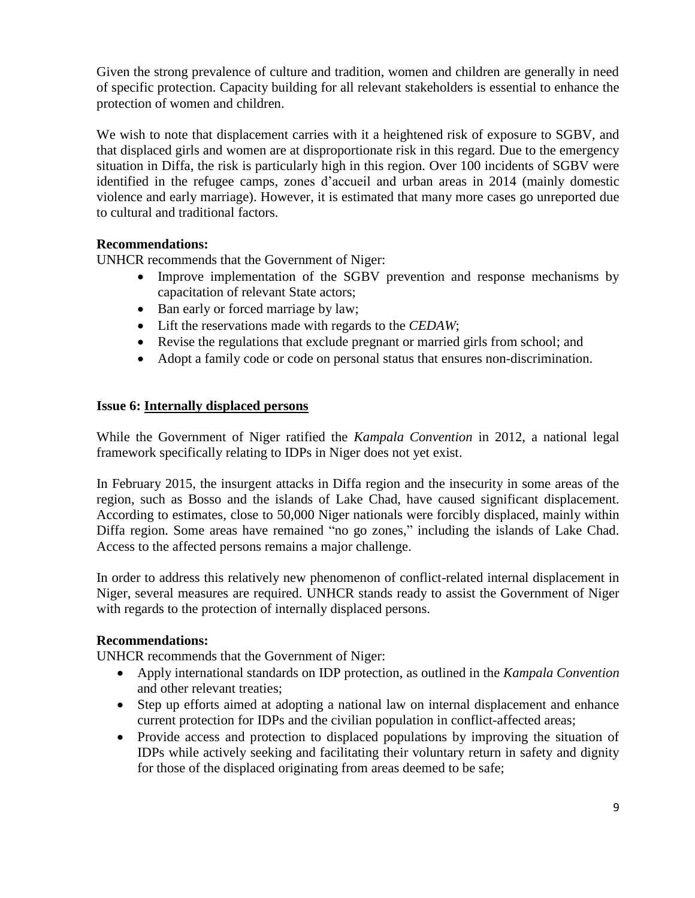Given the strong prevalence of culture and tradition, women and children are generally in need of specific protection. Capacity building for all relevant stakeholders is essential to enhance the protection of women and children.

We wish to note that displacement carries with it a heightened risk of exposure to SGBV, and that displaced girls and women are at disproportionate risk in this regard. Due to the emergency situation in Diffa, the risk is particularly high in this region. Over 100 incidents of SGBV were identified in the refugee camps, zones d'accueil and urban areas in 2014 (mainly domestic violence and early marriage). However, it is estimated that many more cases go unreported due to cultural and traditional factors.

**Recommendations:**

UNHCR recommends that the Government of Niger:

- Improve implementation of the SGBV prevention and response mechanisms by capacitation of relevant State actors;
- Ban early or forced marriage by law;
- Lift the reservations made with regards to the *CEDAW*;
- Revise the regulations that exclude pregnant or married girls from school; and
- Adopt a family code or code on personal status that ensures non-discrimination.

**Issue 6: <u>Internally displaced persons</u>**

While the Government of Niger ratified the *Kampala Convention* in 2012, a national legal framework specifically relating to IDPs in Niger does not yet exist.

In February 2015, the insurgent attacks in Diffa region and the insecurity in some areas of the region, such as Bosso and the islands of Lake Chad, have caused significant displacement. According to estimates, close to 50,000 Niger nationals were forcibly displaced, mainly within Diffa region. Some areas have remained "no go zones," including the islands of Lake Chad. Access to the affected persons remains a major challenge.

In order to address this relatively new phenomenon of conflict-related internal displacement in Niger, several measures are required. UNHCR stands ready to assist the Government of Niger with regards to the protection of internally displaced persons.

**Recommendations:**

UNHCR recommends that the Government of Niger:

- Apply international standards on IDP protection, as outlined in the *Kampala Convention* and other relevant treaties;
- Step up efforts aimed at adopting a national law on internal displacement and enhance current protection for IDPs and the civilian population in conflict-affected areas;
- Provide access and protection to displaced populations by improving the situation of IDPs while actively seeking and facilitating their voluntary return in safety and dignity for those of the displaced originating from areas deemed to be safe;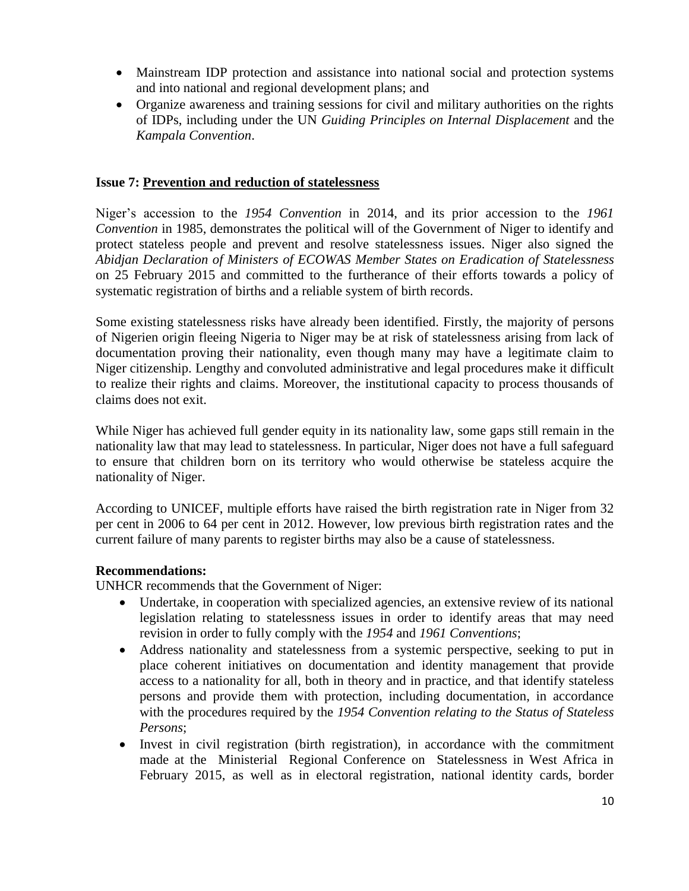- Mainstream IDP protection and assistance into national social and protection systems and into national and regional development plans; and
- Organize awareness and training sessions for civil and military authorities on the rights of IDPs, including under the UN *Guiding Principles on Internal Displacement* and the *Kampala Convention*.

### Issue 7: Prevention and reduction of statelessness

Niger's accession to the *1954 Convention* in 2014, and its prior accession to the *1961 Convention* in 1985, demonstrates the political will of the Government of Niger to identify and protect stateless people and prevent and resolve statelessness issues. Niger also signed the *Abidjan Declaration of Ministers of ECOWAS Member States on Eradication of Statelessness* on 25 February 2015 and committed to the furtherance of their efforts towards a policy of systematic registration of births and a reliable system of birth records.

Some existing statelessness risks have already been identified. Firstly, the majority of persons of Nigerien origin fleeing Nigeria to Niger may be at risk of statelessness arising from lack of documentation proving their nationality, even though many may have a legitimate claim to Niger citizenship. Lengthy and convoluted administrative and legal procedures make it difficult to realize their rights and claims. Moreover, the institutional capacity to process thousands of claims does not exit.

While Niger has achieved full gender equity in its nationality law, some gaps still remain in the nationality law that may lead to statelessness. In particular, Niger does not have a full safeguard to ensure that children born on its territory who would otherwise be stateless acquire the nationality of Niger.

According to UNICEF, multiple efforts have raised the birth registration rate in Niger from 32 per cent in 2006 to 64 per cent in 2012. However, low previous birth registration rates and the current failure of many parents to register births may also be a cause of statelessness.

**Recommendations:**

UNHCR recommends that the Government of Niger:

- Undertake, in cooperation with specialized agencies, an extensive review of its national legislation relating to statelessness issues in order to identify areas that may need revision in order to fully comply with the *1954* and *1961 Conventions*;
- Address nationality and statelessness from a systemic perspective, seeking to put in place coherent initiatives on documentation and identity management that provide access to a nationality for all, both in theory and in practice, and that identify stateless persons and provide them with protection, including documentation, in accordance with the procedures required by the *1954 Convention relating to the Status of Stateless Persons*;
- Invest in civil registration (birth registration), in accordance with the commitment made at the Ministerial Regional Conference on Statelessness in West Africa in February 2015, as well as in electoral registration, national identity cards, border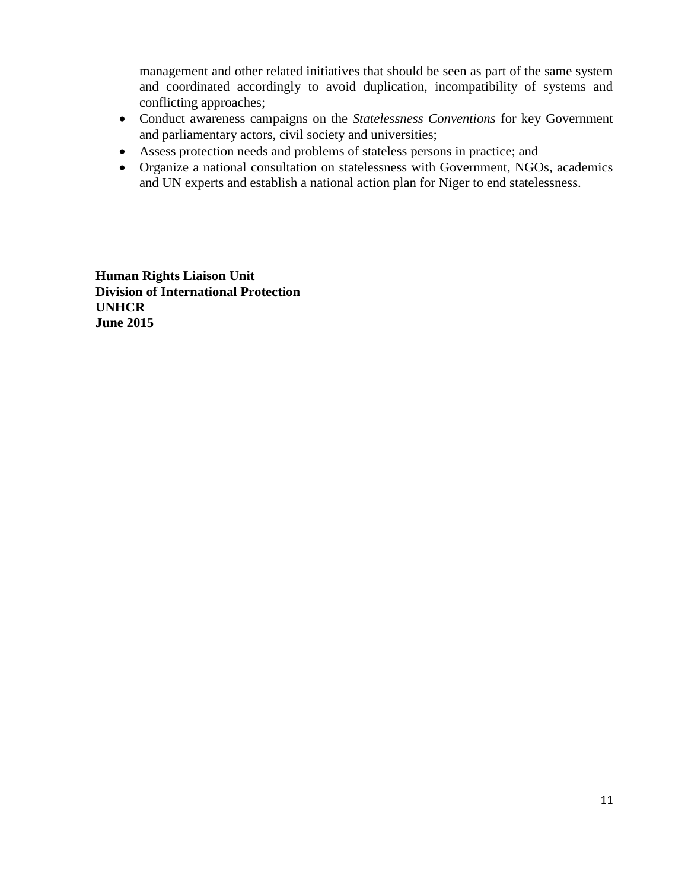management and other related initiatives that should be seen as part of the same system and coordinated accordingly to avoid duplication, incompatibility of systems and conflicting approaches;

- Conduct awareness campaigns on the *Statelessness Conventions* for key Government and parliamentary actors, civil society and universities;
- Assess protection needs and problems of stateless persons in practice; and
- Organize a national consultation on statelessness with Government, NGOs, academics and UN experts and establish a national action plan for Niger to end statelessness.

**Human Rights Liaison Unit**
**Division of International Protection**
**UNHCR**
**June 2015**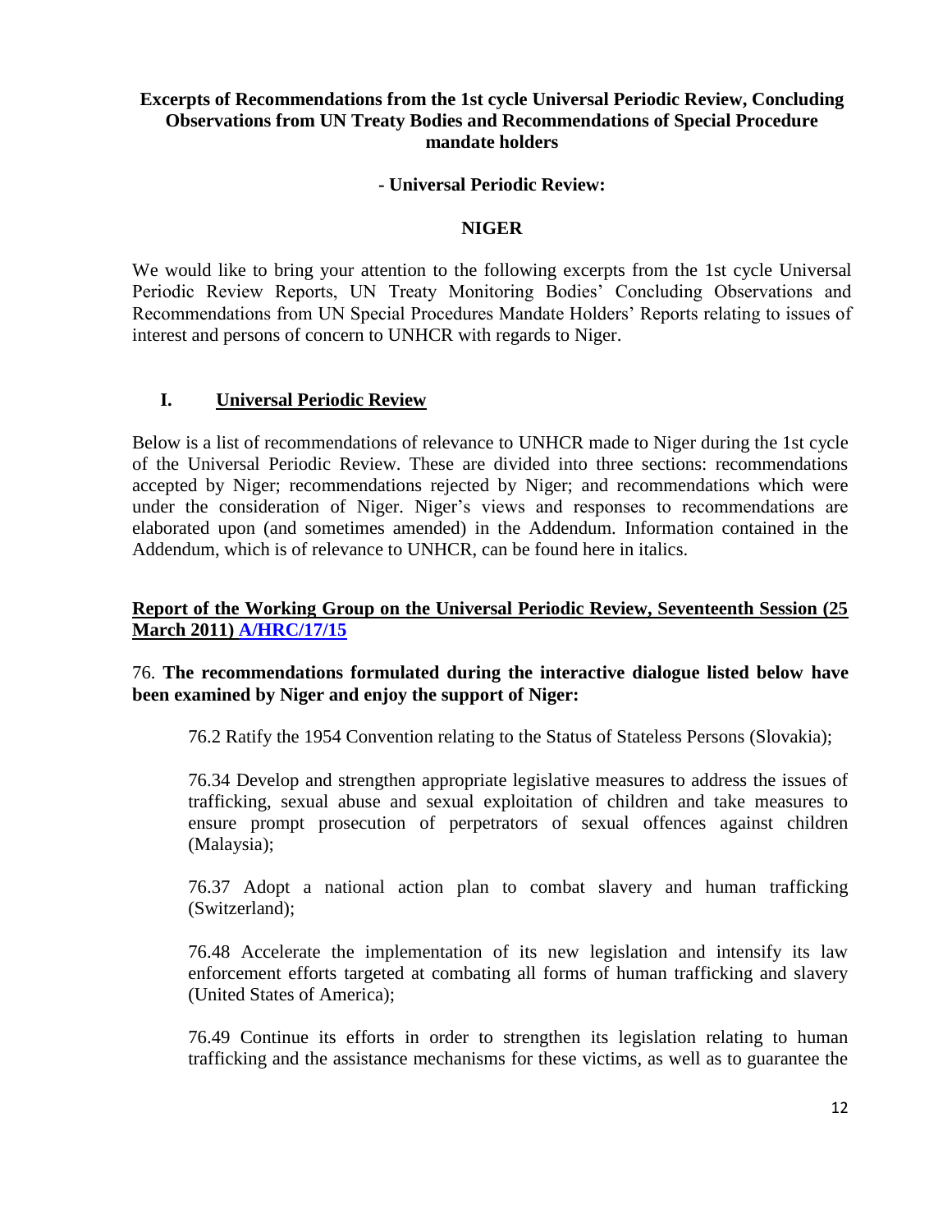**Excerpts of Recommendations from the 1st cycle Universal Periodic Review, Concluding Observations from UN Treaty Bodies and Recommendations of Special Procedure mandate holders**

**- Universal Periodic Review:**

**NIGER**

We would like to bring your attention to the following excerpts from the 1st cycle Universal Periodic Review Reports, UN Treaty Monitoring Bodies' Concluding Observations and Recommendations from UN Special Procedures Mandate Holders' Reports relating to issues of interest and persons of concern to UNHCR with regards to Niger.

## I. Universal Periodic Review

Below is a list of recommendations of relevance to UNHCR made to Niger during the 1st cycle of the Universal Periodic Review. These are divided into three sections: recommendations accepted by Niger; recommendations rejected by Niger; and recommendations which were under the consideration of Niger. Niger's views and responses to recommendations are elaborated upon (and sometimes amended) in the Addendum. Information contained in the Addendum, which is of relevance to UNHCR, can be found here in italics.

**Report of the Working Group on the Universal Periodic Review, Seventeenth Session (25 March 2011) A/HRC/17/15**

76. **The recommendations formulated during the interactive dialogue listed below have been examined by Niger and enjoy the support of Niger:**

> 76.2 Ratify the 1954 Convention relating to the Status of Stateless Persons (Slovakia);
>
> 76.34 Develop and strengthen appropriate legislative measures to address the issues of trafficking, sexual abuse and sexual exploitation of children and take measures to ensure prompt prosecution of perpetrators of sexual offences against children (Malaysia);
>
> 76.37 Adopt a national action plan to combat slavery and human trafficking (Switzerland);
>
> 76.48 Accelerate the implementation of its new legislation and intensify its law enforcement efforts targeted at combating all forms of human trafficking and slavery (United States of America);
>
> 76.49 Continue its efforts in order to strengthen its legislation relating to human trafficking and the assistance mechanisms for these victims, as well as to guarantee the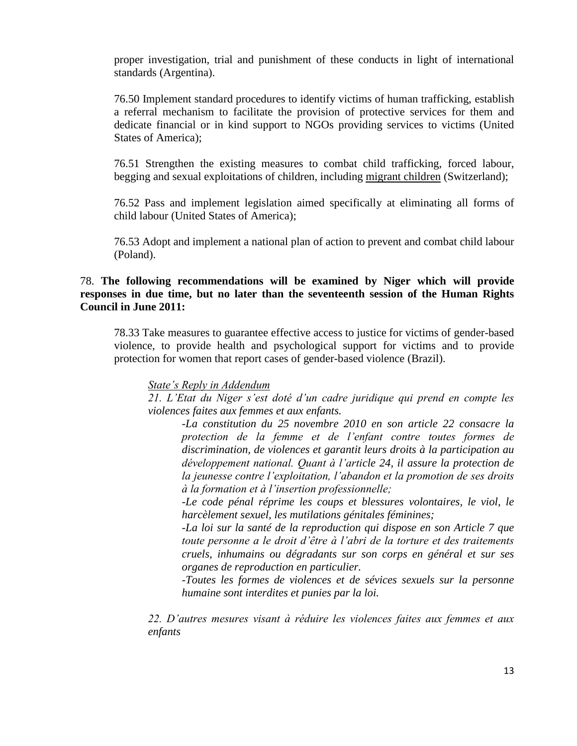proper investigation, trial and punishment of these conducts in light of international standards (Argentina).

76.50 Implement standard procedures to identify victims of human trafficking, establish a referral mechanism to facilitate the provision of protective services for them and dedicate financial or in kind support to NGOs providing services to victims (United States of America);

76.51 Strengthen the existing measures to combat child trafficking, forced labour, begging and sexual exploitations of children, including <u>migrant children</u> (Switzerland);

76.52 Pass and implement legislation aimed specifically at eliminating all forms of child labour (United States of America);

76.53 Adopt and implement a national plan of action to prevent and combat child labour (Poland).

78. **The following recommendations will be examined by Niger which will provide responses in due time, but no later than the seventeenth session of the Human Rights Council in June 2011:**

78.33 Take measures to guarantee effective access to justice for victims of gender-based violence, to provide health and psychological support for victims and to provide protection for women that report cases of gender-based violence (Brazil).

*<u>State's Reply in Addendum</u>*

*21. L'Etat du Niger s'est doté d'un cadre juridique qui prend en compte les violences faites aux femmes et aux enfants.*

*-La constitution du 25 novembre 2010 en son article 22 consacre la protection de la femme et de l'enfant contre toutes formes de discrimination, de violences et garantit leurs droits à la participation au développement national. Quant à l'article 24, il assure la protection de la jeunesse contre l'exploitation, l'abandon et la promotion de ses droits à la formation et à l'insertion professionnelle;*

*-Le code pénal réprime les coups et blessures volontaires, le viol, le harcèlement sexuel, les mutilations génitales féminines;*

*-La loi sur la santé de la reproduction qui dispose en son Article 7 que toute personne a le droit d'être à l'abri de la torture et des traitements cruels, inhumains ou dégradants sur son corps en général et sur ses organes de reproduction en particulier.*

*-Toutes les formes de violences et de sévices sexuels sur la personne humaine sont interdites et punies par la loi.*

*22. D'autres mesures visant à réduire les violences faites aux femmes et aux enfants*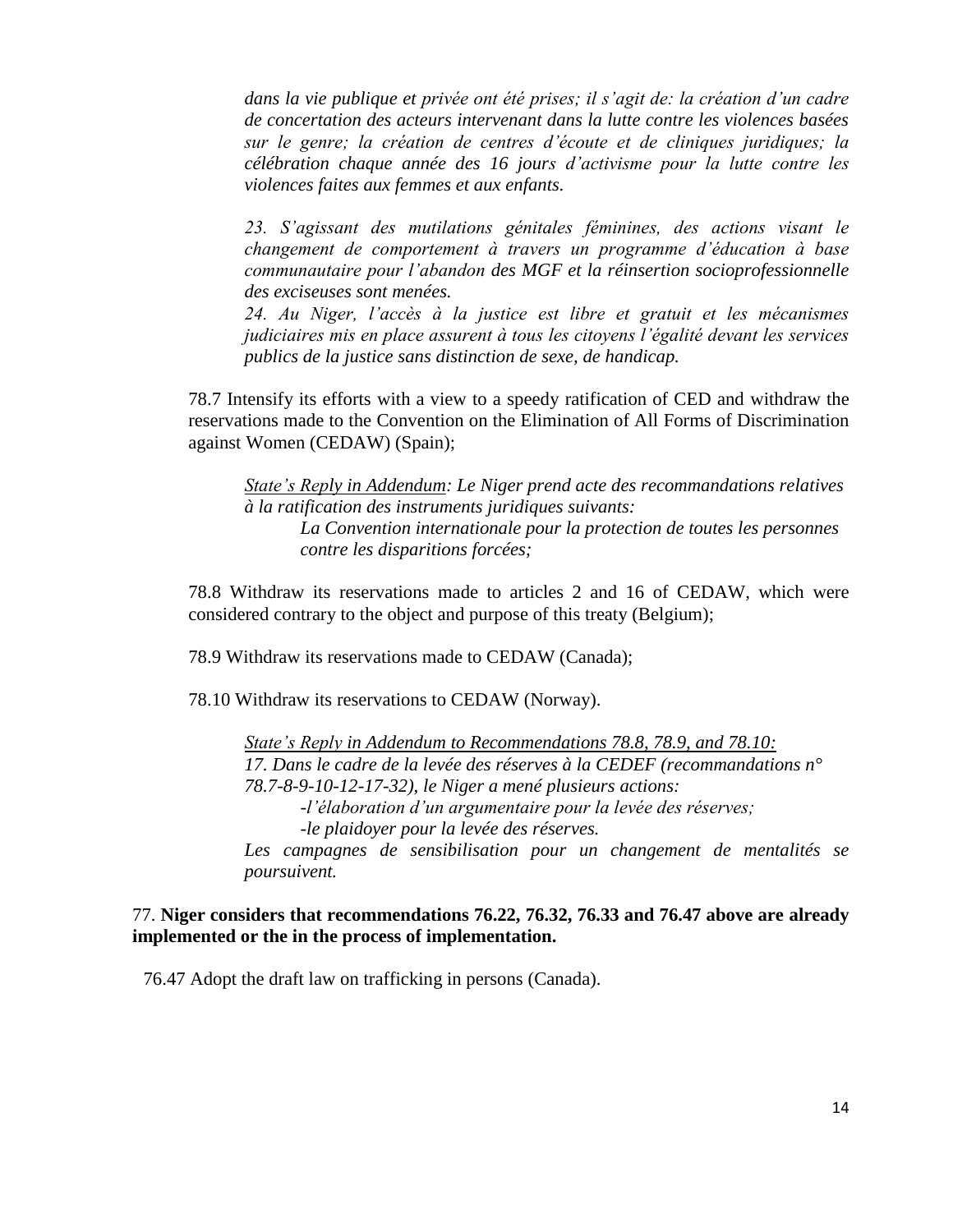*dans la vie publique et privée ont été prises; il s'agit de: la création d'un cadre de concertation des acteurs intervenant dans la lutte contre les violences basées sur le genre; la création de centres d'écoute et de cliniques juridiques; la célébration chaque année des 16 jours d'activisme pour la lutte contre les violences faites aux femmes et aux enfants.*

*23. S'agissant des mutilations génitales féminines, des actions visant le changement de comportement à travers un programme d'éducation à base communautaire pour l'abandon des MGF et la réinsertion socioprofessionnelle des exciseuses sont menées.*

*24. Au Niger, l'accès à la justice est libre et gratuit et les mécanismes judiciaires mis en place assurent à tous les citoyens l'égalité devant les services publics de la justice sans distinction de sexe, de handicap.*

78.7 Intensify its efforts with a view to a speedy ratification of CED and withdraw the reservations made to the Convention on the Elimination of All Forms of Discrimination against Women (CEDAW) (Spain);

*<u>State's Reply in Addendum</u>: Le Niger prend acte des recommandations relatives à la ratification des instruments juridiques suivants:*

*La Convention internationale pour la protection de toutes les personnes contre les disparitions forcées;*

78.8 Withdraw its reservations made to articles 2 and 16 of CEDAW, which were considered contrary to the object and purpose of this treaty (Belgium);

78.9 Withdraw its reservations made to CEDAW (Canada);

78.10 Withdraw its reservations to CEDAW (Norway).

*<u>State's Reply in Addendum to Recommendations 78.8, 78.9, and 78.10:</u>*

*17. Dans le cadre de la levée des réserves à la CEDEF (recommandations n° 78.7-8-9-10-12-17-32), le Niger a mené plusieurs actions:*

*-l'élaboration d'un argumentaire pour la levée des réserves;*

*-le plaidoyer pour la levée des réserves.*

*Les campagnes de sensibilisation pour un changement de mentalités se poursuivent.*

77. **Niger considers that recommendations 76.22, 76.32, 76.33 and 76.47 above are already implemented or the in the process of implementation.**

76.47 Adopt the draft law on trafficking in persons (Canada).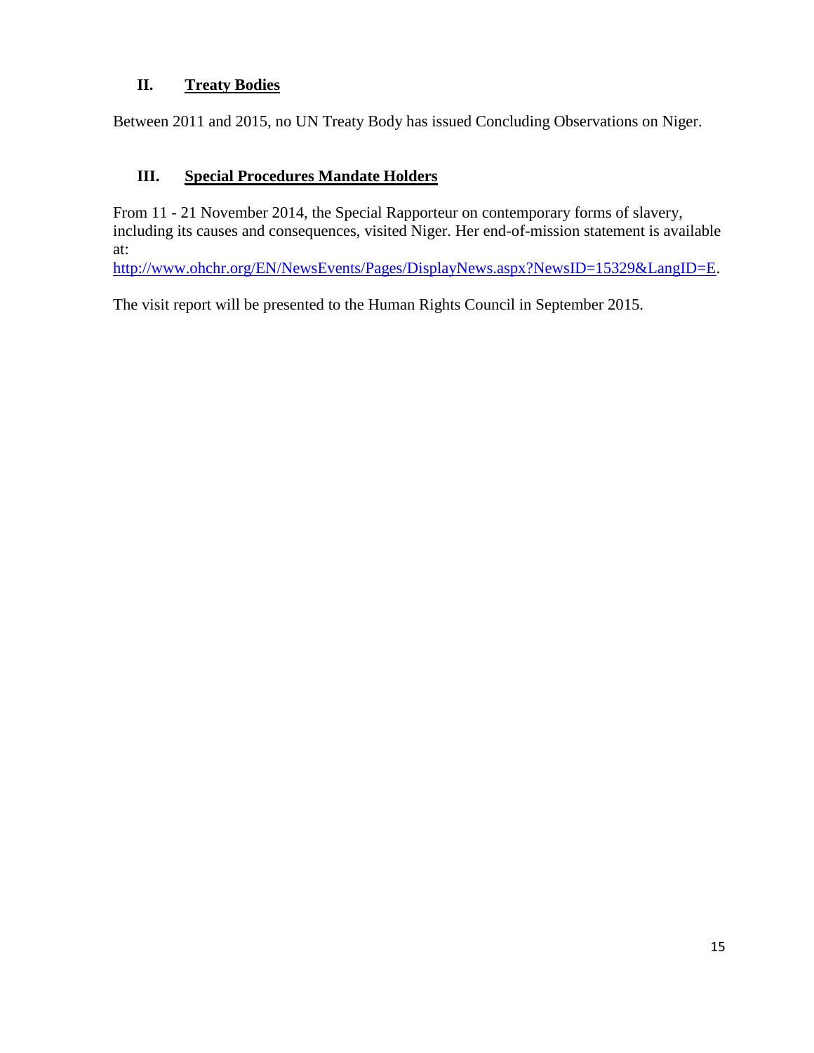## II. Treaty Bodies

Between 2011 and 2015, no UN Treaty Body has issued Concluding Observations on Niger.

## III. Special Procedures Mandate Holders

From 11 - 21 November 2014, the Special Rapporteur on contemporary forms of slavery, including its causes and consequences, visited Niger. Her end-of-mission statement is available at: [http://www.ohchr.org/EN/NewsEvents/Pages/DisplayNews.aspx?NewsID=15329&LangID=E](http://www.ohchr.org/EN/NewsEvents/Pages/DisplayNews.aspx?NewsID=15329&LangID=E).

The visit report will be presented to the Human Rights Council in September 2015.